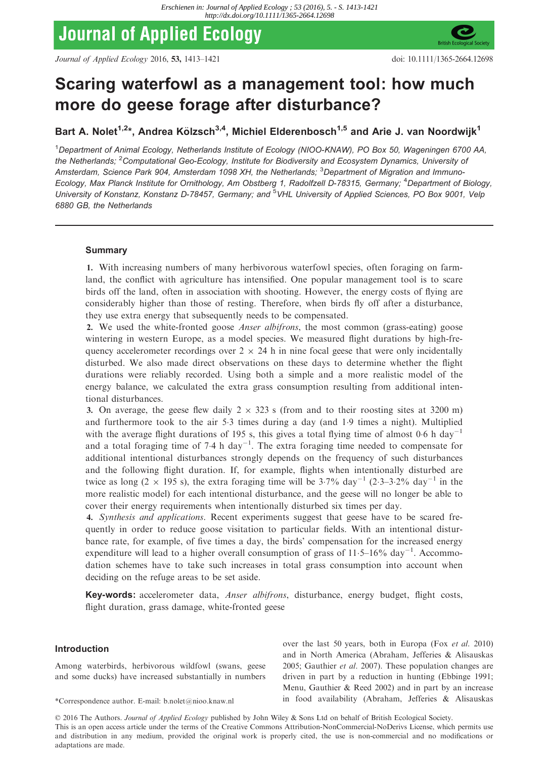# Scaring waterfowl as a management tool: how much more do geese forage after disturbance?

**Bart A. Nolet[1,2]*, Andrea Kölzsch[3,4], Michiel Elderenbosch[1,5] and Arie J. van Noordwijk[1]**

[1]Department of Animal Ecology, Netherlands Institute of Ecology (NIOO-KNAW), PO Box 50, Wageningen 6700 AA, the Netherlands; [2]Computational Geo-Ecology, Institute for Biodiversity and Ecosystem Dynamics, University of Amsterdam, Science Park 904, Amsterdam 1098 XH, the Netherlands; [3]Department of Migration and Immuno-Ecology, Max Planck Institute for Ornithology, Am Obstberg 1, Radolfzell D-78315, Germany; [4]Department of Biology, University of Konstanz, Konstanz D-78457, Germany; and [5]VHL University of Applied Sciences, PO Box 9001, Velp 6880 GB, the Netherlands

## Summary

**1.** With increasing numbers of many herbivorous waterfowl species, often foraging on farmland, the conflict with agriculture has intensified. One popular management tool is to scare birds off the land, often in association with shooting. However, the energy costs of flying are considerably higher than those of resting. Therefore, when birds fly off after a disturbance, they use extra energy that subsequently needs to be compensated.

**2.** We used the white-fronted goose *Anser albifrons*, the most common (grass-eating) goose wintering in western Europe, as a model species. We measured flight durations by high-frequency accelerometer recordings over 2 × 24 h in nine focal geese that were only incidentally disturbed. We also made direct observations on these days to determine whether the flight durations were reliably recorded. Using both a simple and a more realistic model of the energy balance, we calculated the extra grass consumption resulting from additional intentional disturbances.

**3.** On average, the geese flew daily 2 × 323 s (from and to their roosting sites at 3200 m) and furthermore took to the air 5·3 times during a day (and 1·9 times a night). Multiplied with the average flight durations of 195 s, this gives a total flying time of almost 0·6 h day$^{-1}$ and a total foraging time of 7·4 h day$^{-1}$. The extra foraging time needed to compensate for additional intentional disturbances strongly depends on the frequency of such disturbances and the following flight duration. If, for example, flights when intentionally disturbed are twice as long (2 × 195 s), the extra foraging time will be 3·7% day$^{-1}$ (2·3–3·2% day$^{-1}$ in the more realistic model) for each intentional disturbance, and the geese will no longer be able to cover their energy requirements when intentionally disturbed six times per day.

**4.** *Synthesis and applications*. Recent experiments suggest that geese have to be scared frequently in order to reduce goose visitation to particular fields. With an intentional disturbance rate, for example, of five times a day, the birds' compensation for the increased energy expenditure will lead to a higher overall consumption of grass of 11·5–16% day$^{-1}$. Accommodation schemes have to take such increases in total grass consumption into account when deciding on the refuge areas to be set aside.

**Key-words:** accelerometer data, *Anser albifrons*, disturbance, energy budget, flight costs, flight duration, grass damage, white-fronted geese

## Introduction

Among waterbirds, herbivorous wildfowl (swans, geese and some ducks) have increased substantially in numbers over the last 50 years, both in Europa (Fox *et al*. 2010) and in North America (Abraham, Jefferies & Alisauskas 2005; Gauthier *et al*. 2007). These population changes are driven in part by a reduction in hunting (Ebbinge 1991; Menu, Gauthier & Reed 2002) and in part by an increase in food availability (Abraham, Jefferies & Alisauskas

*Correspondence author. E-mail: b.nolet@nioo.knaw.nl

© 2016 The Authors. *Journal of Applied Ecology* published by John Wiley & Sons Ltd on behalf of British Ecological Society.
This is an open access article under the terms of the Creative Commons Attribution-NonCommercial-NoDerivs License, which permits use and distribution in any medium, provided the original work is properly cited, the use is non-commercial and no modifications or adaptations are made.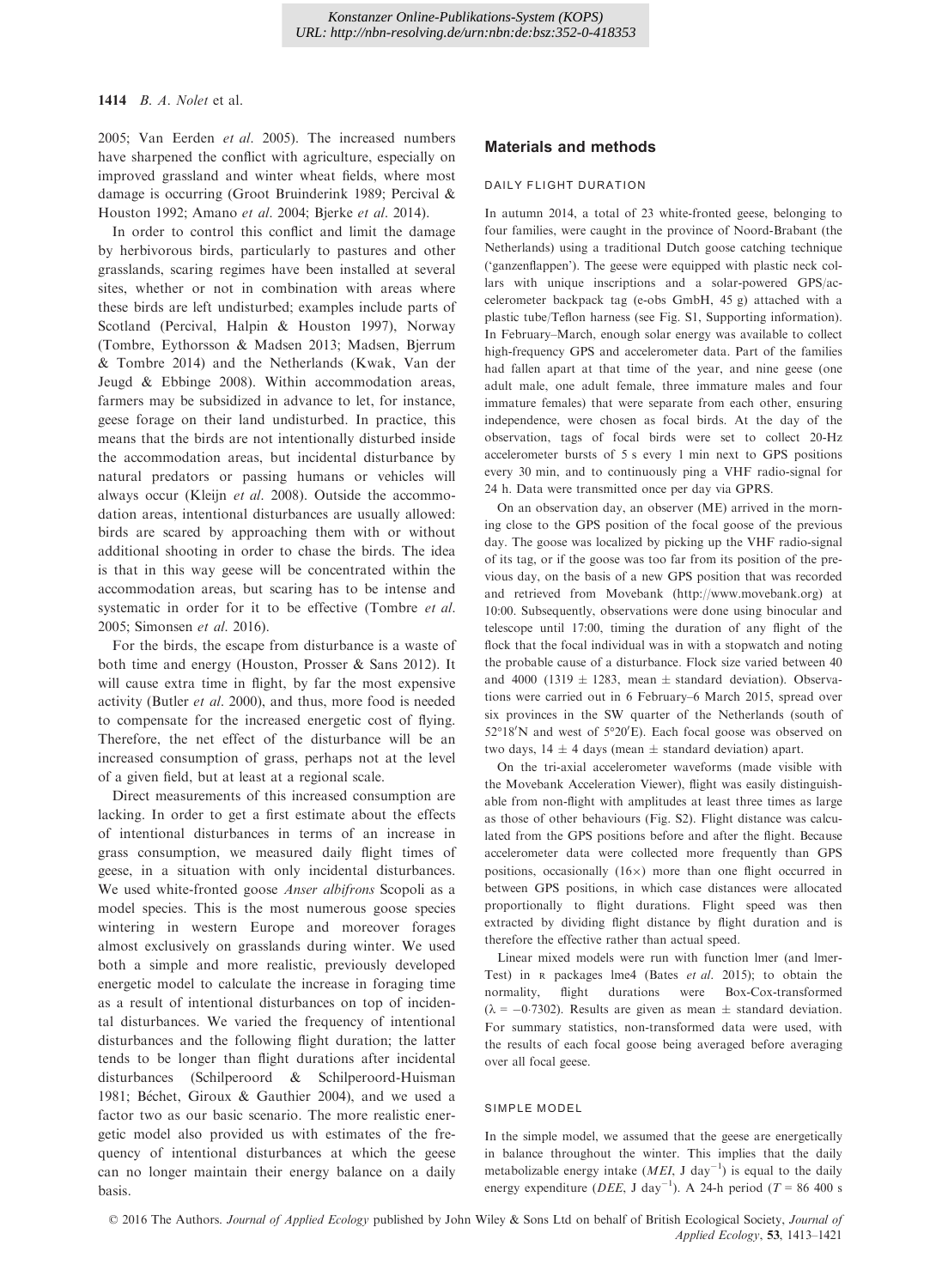2005; Van Eerden *et al.* 2005). The increased numbers have sharpened the conflict with agriculture, especially on improved grassland and winter wheat fields, where most damage is occurring (Groot Bruinderink 1989; Percival & Houston 1992; Amano *et al.* 2004; Bjerke *et al.* 2014).

In order to control this conflict and limit the damage by herbivorous birds, particularly to pastures and other grasslands, scaring regimes have been installed at several sites, whether or not in combination with areas where these birds are left undisturbed; examples include parts of Scotland (Percival, Halpin & Houston 1997), Norway (Tombre, Eythorsson & Madsen 2013; Madsen, Bjerrum & Tombre 2014) and the Netherlands (Kwak, Van der Jeugd & Ebbinge 2008). Within accommodation areas, farmers may be subsidized in advance to let, for instance, geese forage on their land undisturbed. In practice, this means that the birds are not intentionally disturbed inside the accommodation areas, but incidental disturbance by natural predators or passing humans or vehicles will always occur (Kleijn *et al.* 2008). Outside the accommodation areas, intentional disturbances are usually allowed: birds are scared by approaching them with or without additional shooting in order to chase the birds. The idea is that in this way geese will be concentrated within the accommodation areas, but scaring has to be intense and systematic in order for it to be effective (Tombre *et al.* 2005; Simonsen *et al.* 2016).

For the birds, the escape from disturbance is a waste of both time and energy (Houston, Prosser & Sans 2012). It will cause extra time in flight, by far the most expensive activity (Butler *et al.* 2000), and thus, more food is needed to compensate for the increased energetic cost of flying. Therefore, the net effect of the disturbance will be an increased consumption of grass, perhaps not at the level of a given field, but at least at a regional scale.

Direct measurements of this increased consumption are lacking. In order to get a first estimate about the effects of intentional disturbances in terms of an increase in grass consumption, we measured daily flight times of geese, in a situation with only incidental disturbances. We used white-fronted goose *Anser albifrons* Scopoli as a model species. This is the most numerous goose species wintering in western Europe and moreover forages almost exclusively on grasslands during winter. We used both a simple and more realistic, previously developed energetic model to calculate the increase in foraging time as a result of intentional disturbances on top of incidental disturbances. We varied the frequency of intentional disturbances and the following flight duration; the latter tends to be longer than flight durations after incidental disturbances (Schilperoord & Schilperoord-Huisman 1981; Béchet, Giroux & Gauthier 2004), and we used a factor two as our basic scenario. The more realistic energetic model also provided us with estimates of the frequency of intentional disturbances at which the geese can no longer maintain their energy balance on a daily basis.

## Materials and methods

### DAILY FLIGHT DURATION

In autumn 2014, a total of 23 white-fronted geese, belonging to four families, were caught in the province of Noord-Brabant (the Netherlands) using a traditional Dutch goose catching technique ('ganzenflappen'). The geese were equipped with plastic neck collars with unique inscriptions and a solar-powered GPS/accelerometer backpack tag (e-obs GmbH, 45 g) attached with a plastic tube/Teflon harness (see Fig. S1, Supporting information). In February–March, enough solar energy was available to collect high-frequency GPS and accelerometer data. Part of the families had fallen apart at that time of the year, and nine geese (one adult male, one adult female, three immature males and four immature females) that were separate from each other, ensuring independence, were chosen as focal birds. At the day of the observation, tags of focal birds were set to collect 20-Hz accelerometer bursts of 5 s every 1 min next to GPS positions every 30 min, and to continuously ping a VHF radio-signal for 24 h. Data were transmitted once per day via GPRS.

On an observation day, an observer (ME) arrived in the morning close to the GPS position of the focal goose of the previous day. The goose was localized by picking up the VHF radio-signal of its tag, or if the goose was too far from its position of the previous day, on the basis of a new GPS position that was recorded and retrieved from Movebank (http://www.movebank.org) at 10:00. Subsequently, observations were done using binocular and telescope until 17:00, timing the duration of any flight of the flock that the focal individual was in with a stopwatch and noting the probable cause of a disturbance. Flock size varied between 40 and 4000 (1319 ± 1283, mean ± standard deviation). Observations were carried out in 6 February–6 March 2015, spread over six provinces in the SW quarter of the Netherlands (south of 52°18′N and west of 5°20′E). Each focal goose was observed on two days, 14 ± 4 days (mean ± standard deviation) apart.

On the tri-axial accelerometer waveforms (made visible with the Movebank Acceleration Viewer), flight was easily distinguishable from non-flight with amplitudes at least three times as large as those of other behaviours (Fig. S2). Flight distance was calculated from the GPS positions before and after the flight. Because accelerometer data were collected more frequently than GPS positions, occasionally (16×) more than one flight occurred in between GPS positions, in which case distances were allocated proportionally to flight durations. Flight speed was then extracted by dividing flight distance by flight duration and is therefore the effective rather than actual speed.

Linear mixed models were run with function lmer (and lmerTest) in R packages lme4 (Bates *et al.* 2015); to obtain the normality, flight durations were Box-Cox-transformed ($\lambda = -0{\cdot}7302$). Results are given as mean ± standard deviation. For summary statistics, non-transformed data were used, with the results of each focal goose being averaged before averaging over all focal geese.

### SIMPLE MODEL

In the simple model, we assumed that the geese are energetically in balance throughout the winter. This implies that the daily metabolizable energy intake ($MEI$, J day$^{-1}$) is equal to the daily energy expenditure ($DEE$, J day$^{-1}$). A 24-h period ($T$ = 86 400 s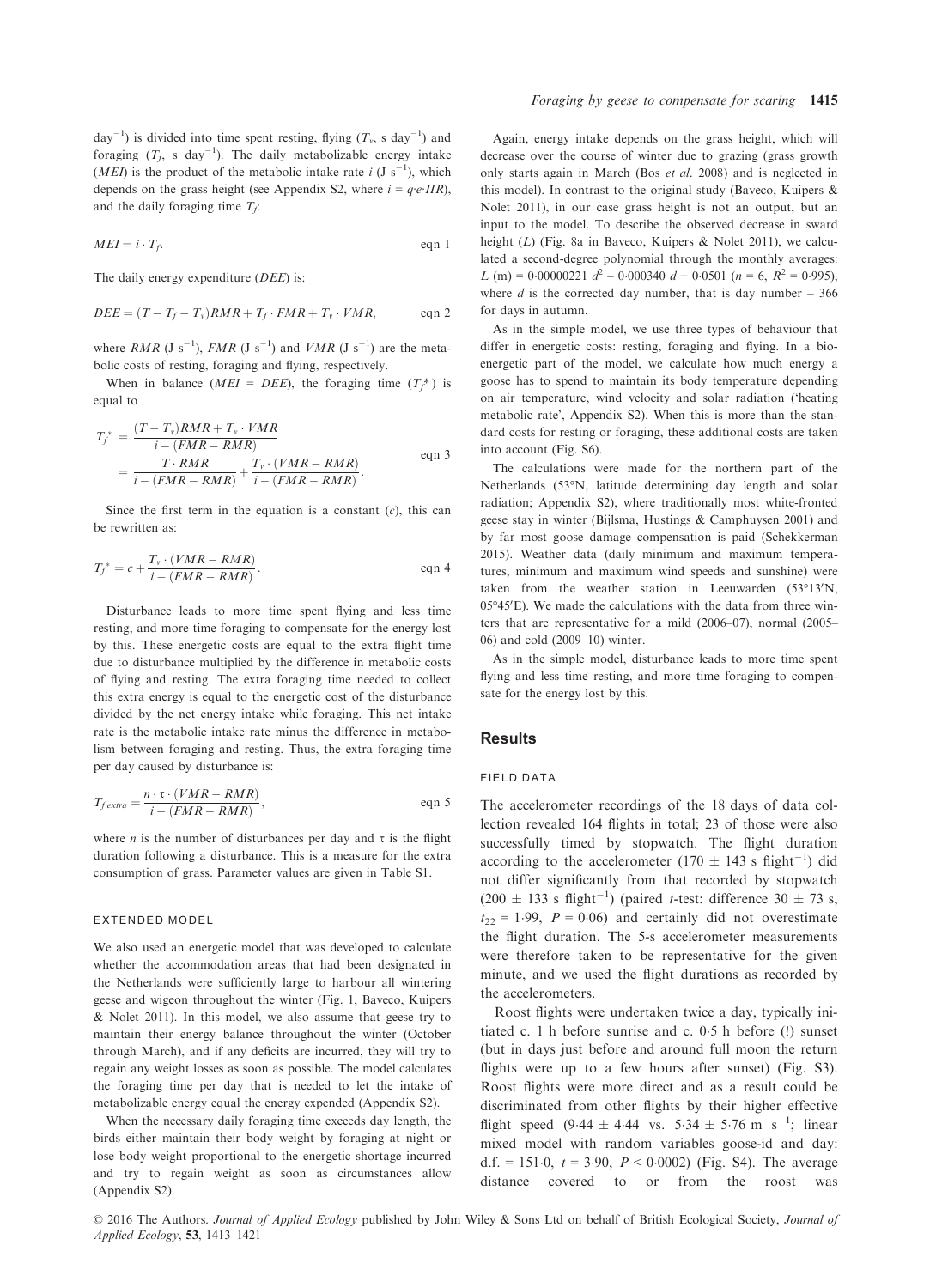day$^{-1}$) is divided into time spent resting, flying ($T_v$, s day$^{-1}$) and foraging ($T_f$, s day$^{-1}$). The daily metabolizable energy intake ($MEI$) is the product of the metabolic intake rate $i$ (J s$^{-1}$), which depends on the grass height (see Appendix S2, where $i = q{\cdot}e{\cdot}IIR$), and the daily foraging time $T_f$:

$$MEI = i \cdot T_f. \qquad \text{eqn 1}$$

The daily energy expenditure ($DEE$) is:

$$DEE = (T - T_f - T_v)RMR + T_f \cdot FMR + T_v \cdot VMR, \qquad \text{eqn 2}$$

where $RMR$ (J s$^{-1}$), $FMR$ (J s$^{-1}$) and $VMR$ (J s$^{-1}$) are the metabolic costs of resting, foraging and flying, respectively.

When in balance ($MEI$ = $DEE$), the foraging time ($T_f^*$) is equal to

$$T_f^* = \frac{(T - T_v)RMR + T_v \cdot VMR}{i - (FMR - RMR)} = \frac{T \cdot RMR}{i - (FMR - RMR)} + \frac{T_v \cdot (VMR - RMR)}{i - (FMR - RMR)}. \qquad \text{eqn 3}$$

Since the first term in the equation is a constant ($c$), this can be rewritten as:

$$T_f^* = c + \frac{T_v \cdot (VMR - RMR)}{i - (FMR - RMR)}. \qquad \text{eqn 4}$$

Disturbance leads to more time spent flying and less time resting, and more time foraging to compensate for the energy lost by this. These energetic costs are equal to the extra flight time due to disturbance multiplied by the difference in metabolic costs of flying and resting. The extra foraging time needed to collect this extra energy is equal to the energetic cost of the disturbance divided by the net energy intake while foraging. This net intake rate is the metabolic intake rate minus the difference in metabolism between foraging and resting. Thus, the extra foraging time per day caused by disturbance is:

$$T_{f,extra} = \frac{n \cdot \tau \cdot (VMR - RMR)}{i - (FMR - RMR)}, \qquad \text{eqn 5}$$

where $n$ is the number of disturbances per day and $\tau$ is the flight duration following a disturbance. This is a measure for the extra consumption of grass. Parameter values are given in Table S1.

### EXTENDED MODEL

We also used an energetic model that was developed to calculate whether the accommodation areas that had been designated in the Netherlands were sufficiently large to harbour all wintering geese and wigeon throughout the winter (Fig. 1, Baveco, Kuipers & Nolet 2011). In this model, we also assume that geese try to maintain their energy balance throughout the winter (October through March), and if any deficits are incurred, they will try to regain any weight losses as soon as possible. The model calculates the foraging time per day that is needed to let the intake of metabolizable energy equal the energy expended (Appendix S2).

When the necessary daily foraging time exceeds day length, the birds either maintain their body weight by foraging at night or lose body weight proportional to the energetic shortage incurred and try to regain weight as soon as circumstances allow (Appendix S2).

Again, energy intake depends on the grass height, which will decrease over the course of winter due to grazing (grass growth only starts again in March (Bos *et al.* 2008) and is neglected in this model). In contrast to the original study (Baveco, Kuipers & Nolet 2011), in our case grass height is not an output, but an input to the model. To describe the observed decrease in sward height ($L$) (Fig. 8a in Baveco, Kuipers & Nolet 2011), we calculated a second-degree polynomial through the monthly averages: $L$ (m) = 0·00000221 $d^2$ − 0·000340 $d$ + 0·0501 ($n$ = 6, $R^2$ = 0·995), where $d$ is the corrected day number, that is day number − 366 for days in autumn.

As in the simple model, we use three types of behaviour that differ in energetic costs: resting, foraging and flying. In a bioenergetic part of the model, we calculate how much energy a goose has to spend to maintain its body temperature depending on air temperature, wind velocity and solar radiation ('heating metabolic rate', Appendix S2). When this is more than the standard costs for resting or foraging, these additional costs are taken into account (Fig. S6).

The calculations were made for the northern part of the Netherlands (53°N, latitude determining day length and solar radiation; Appendix S2), where traditionally most white-fronted geese stay in winter (Bijlsma, Hustings & Camphuysen 2001) and by far most goose damage compensation is paid (Schekkerman 2015). Weather data (daily minimum and maximum temperatures, minimum and maximum wind speeds and sunshine) were taken from the weather station in Leeuwarden (53°13′N, 05°45′E). We made the calculations with the data from three winters that are representative for a mild (2006–07), normal (2005–06) and cold (2009–10) winter.

As in the simple model, disturbance leads to more time spent flying and less time resting, and more time foraging to compensate for the energy lost by this.

## Results

### FIELD DATA

The accelerometer recordings of the 18 days of data collection revealed 164 flights in total; 23 of those were also successfully timed by stopwatch. The flight duration according to the accelerometer (170 ± 143 s flight$^{-1}$) did not differ significantly from that recorded by stopwatch (200 ± 133 s flight$^{-1}$) (paired $t$-test: difference 30 ± 73 s, $t_{22}$ = 1·99, $P$ = 0·06) and certainly did not overestimate the flight duration. The 5-s accelerometer measurements were therefore taken to be representative for the given minute, and we used the flight durations as recorded by the accelerometers.

Roost flights were undertaken twice a day, typically initiated c. 1 h before sunrise and c. 0·5 h before (!) sunset (but in days just before and around full moon the return flights were up to a few hours after sunset) (Fig. S3). Roost flights were more direct and as a result could be discriminated from other flights by their higher effective flight speed (9·44 ± 4·44 vs. 5·34 ± 5·76 m s$^{-1}$; linear mixed model with random variables goose-id and day: d.f. = 151·0, $t$ = 3·90, $P$ < 0·0002) (Fig. S4). The average distance covered to or from the roost was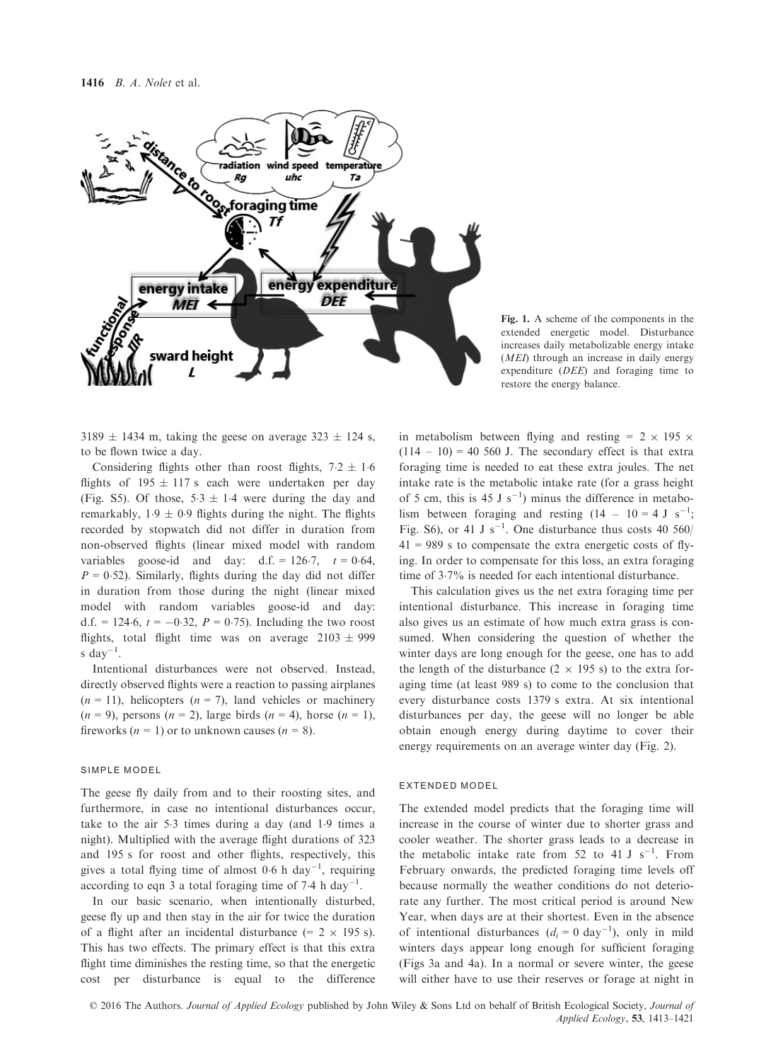Fig. 1. A scheme of the components in the extended energetic model. Disturbance increases daily metabolizable energy intake ($MEI$) through an increase in daily energy expenditure ($DEE$) and foraging time to restore the energy balance.

3189 ± 1434 m, taking the geese on average 323 ± 124 s, to be flown twice a day.

Considering flights other than roost flights, 7·2 ± 1·6 flights of 195 ± 117 s each were undertaken per day (Fig. S5). Of those, 5·3 ± 1·4 were during the day and remarkably, 1·9 ± 0·9 flights during the night. The flights recorded by stopwatch did not differ in duration from non-observed flights (linear mixed model with random variables goose-id and day: d.f. = 126·7, $t$ = 0·64, $P$ = 0·52). Similarly, flights during the day did not differ in duration from those during the night (linear mixed model with random variables goose-id and day: d.f. = 124·6, $t$ = −0·32, $P$ = 0·75). Including the two roost flights, total flight time was on average 2103 ± 999 s day$^{-1}$.

Intentional disturbances were not observed. Instead, directly observed flights were a reaction to passing airplanes ($n$ = 11), helicopters ($n$ = 7), land vehicles or machinery ($n$ = 9), persons ($n$ = 2), large birds ($n$ = 4), horse ($n$ = 1), fireworks ($n$ = 1) or to unknown causes ($n$ = 8).

## SIMPLE MODEL

The geese fly daily from and to their roosting sites, and furthermore, in case no intentional disturbances occur, take to the air 5·3 times during a day (and 1·9 times a night). Multiplied with the average flight durations of 323 and 195 s for roost and other flights, respectively, this gives a total flying time of almost 0·6 h day$^{-1}$, requiring according to eqn 3 a total foraging time of 7·4 h day$^{-1}$.

In our basic scenario, when intentionally disturbed, geese fly up and then stay in the air for twice the duration of a flight after an incidental disturbance (= 2 × 195 s). This has two effects. The primary effect is that this extra flight time diminishes the resting time, so that the energetic cost per disturbance is equal to the difference in metabolism between flying and resting = 2 × 195 × (114 – 10) = 40 560 J. The secondary effect is that extra foraging time is needed to eat these extra joules. The net intake rate is the metabolic intake rate (for a grass height of 5 cm, this is 45 J s$^{-1}$) minus the difference in metabolism between foraging and resting (14 – 10 = 4 J s$^{-1}$; Fig. S6), or 41 J s$^{-1}$. One disturbance thus costs 40 560/41 = 989 s to compensate the extra energetic costs of flying. In order to compensate for this loss, an extra foraging time of 3·7% is needed for each intentional disturbance.

This calculation gives us the net extra foraging time per intentional disturbance. This increase in foraging time also gives us an estimate of how much extra grass is consumed. When considering the question of whether the winter days are long enough for the geese, one has to add the length of the disturbance (2 × 195 s) to the extra foraging time (at least 989 s) to come to the conclusion that every disturbance costs 1379 s extra. At six intentional disturbances per day, the geese will no longer be able obtain enough energy during daytime to cover their energy requirements on an average winter day (Fig. 2).

## EXTENDED MODEL

The extended model predicts that the foraging time will increase in the course of winter due to shorter grass and cooler weather. The shorter grass leads to a decrease in the metabolic intake rate from 52 to 41 J s$^{-1}$. From February onwards, the predicted foraging time levels off because normally the weather conditions do not deteriorate any further. The most critical period is around New Year, when days are at their shortest. Even in the absence of intentional disturbances ($d_i$ = 0 day$^{-1}$), only in mild winters days appear long enough for sufficient foraging (Figs 3a and 4a). In a normal or severe winter, the geese will either have to use their reserves or forage at night in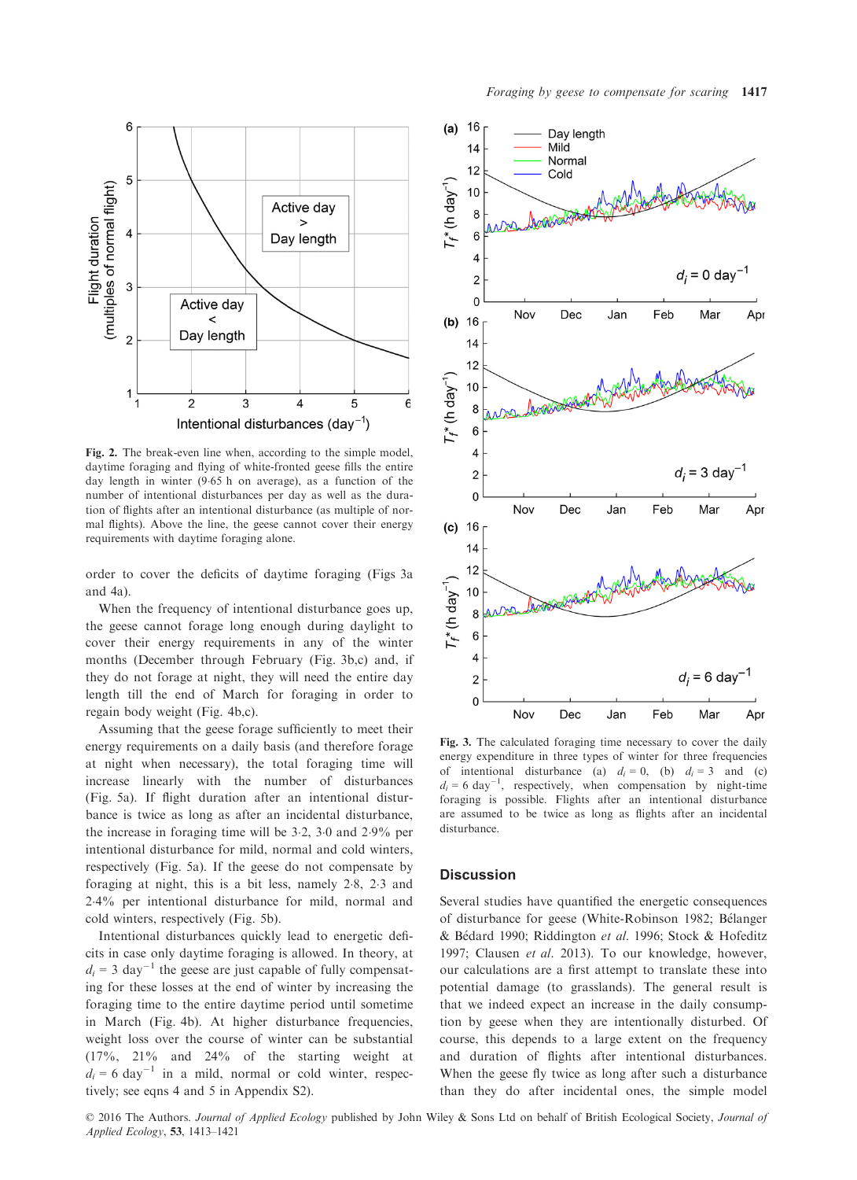Fig. 2. The break-even line when, according to the simple model, daytime foraging and flying of white-fronted geese fills the entire day length in winter (9·65 h on average), as a function of the number of intentional disturbances per day as well as the duration of flights after an intentional disturbance (as multiple of normal flights). Above the line, the geese cannot cover their energy requirements with daytime foraging alone.

order to cover the deficits of daytime foraging (Figs 3a and 4a).

When the frequency of intentional disturbance goes up, the geese cannot forage long enough during daylight to cover their energy requirements in any of the winter months (December through February (Fig. 3b,c) and, if they do not forage at night, they will need the entire day length till the end of March for foraging in order to regain body weight (Fig. 4b,c).

Assuming that the geese forage sufficiently to meet their energy requirements on a daily basis (and therefore forage at night when necessary), the total foraging time will increase linearly with the number of disturbances (Fig. 5a). If flight duration after an intentional disturbance is twice as long as after an incidental disturbance, the increase in foraging time will be 3·2, 3·0 and 2·9% per intentional disturbance for mild, normal and cold winters, respectively (Fig. 5a). If the geese do not compensate by foraging at night, this is a bit less, namely 2·8, 2·3 and 2·4% per intentional disturbance for mild, normal and cold winters, respectively (Fig. 5b).

Intentional disturbances quickly lead to energetic deficits in case only daytime foraging is allowed. In theory, at $d_i = 3$ day$^{-1}$ the geese are just capable of fully compensating for these losses at the end of winter by increasing the foraging time to the entire daytime period until sometime in March (Fig. 4b). At higher disturbance frequencies, weight loss over the course of winter can be substantial (17%, 21% and 24% of the starting weight at $d_i = 6$ day$^{-1}$ in a mild, normal or cold winter, respectively; see eqns 4 and 5 in Appendix S2).

Fig. 3. The calculated foraging time necessary to cover the daily energy expenditure in three types of winter for three frequencies of intentional disturbance (a) $d_i = 0$, (b) $d_i = 3$ and (c) $d_i = 6$ day$^{-1}$, respectively, when compensation by night-time foraging is possible. Flights after an intentional disturbance are assumed to be twice as long as flights after an incidental disturbance.

## Discussion

Several studies have quantified the energetic consequences of disturbance for geese (White-Robinson 1982; Bélanger & Bédard 1990; Riddington *et al.* 1996; Stock & Hofeditz 1997; Clausen *et al.* 2013). To our knowledge, however, our calculations are a first attempt to translate these into potential damage (to grasslands). The general result is that we indeed expect an increase in the daily consumption by geese when they are intentionally disturbed. Of course, this depends to a large extent on the frequency and duration of flights after intentional disturbances. When the geese fly twice as long after such a disturbance than they do after incidental ones, the simple model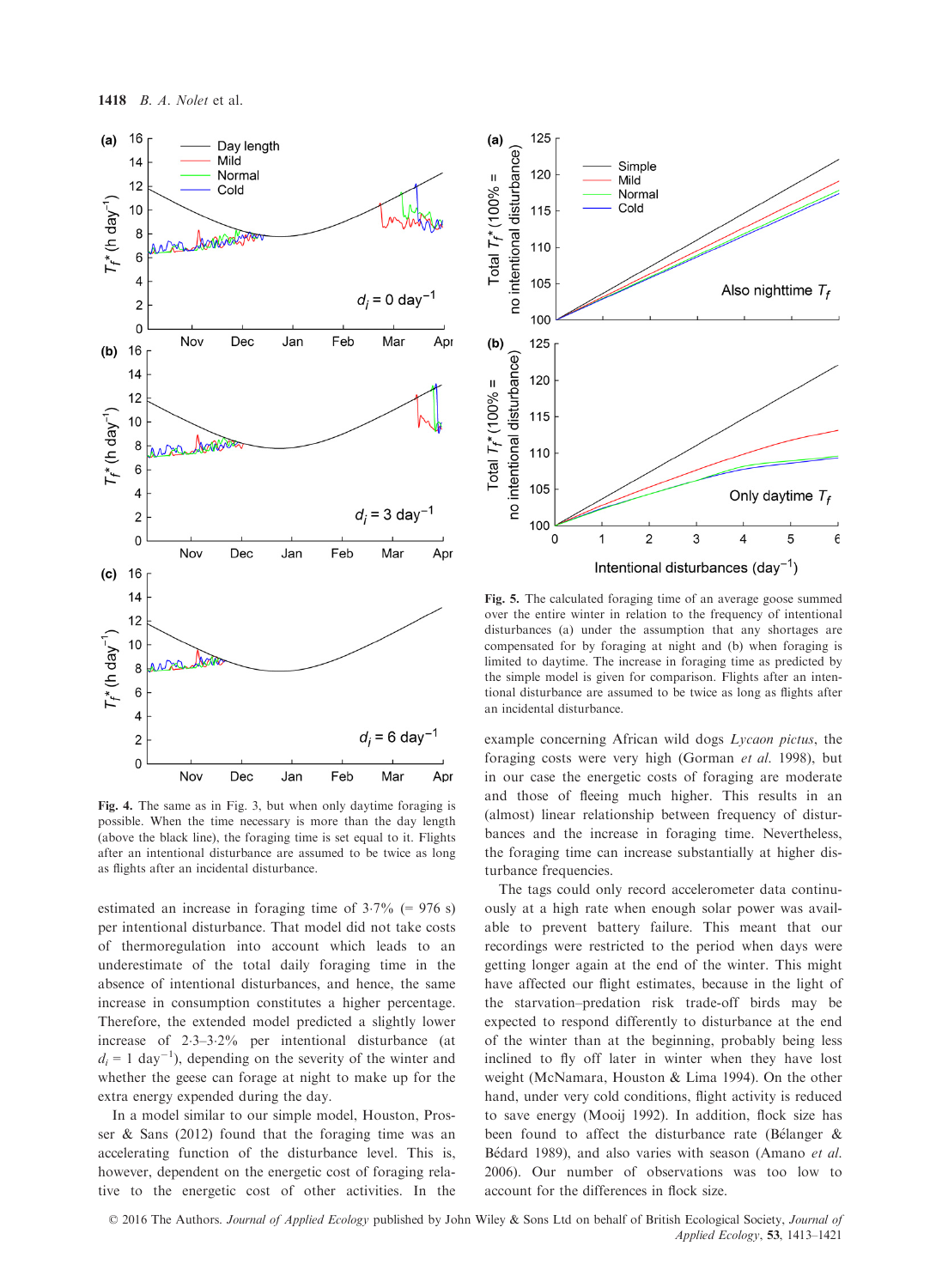(a) 16 14 12 10 8 6 4 2 0

$T_f^*$ (h day$^{-1}$)

Day length
Mild
Normal
Cold

$d_i$ = 0 day$^{-1}$

Nov Dec Jan Feb Mar Apr

(b) 16 14 12 10 8 6 4 2 0

$T_f^*$ (h day$^{-1}$)

$d_i$ = 3 day$^{-1}$

Nov Dec Jan Feb Mar Apr

(c) 16 14 12 10 8 6 4 2 0

$T_f^*$ (h day$^{-1}$)

$d_i$ = 6 day$^{-1}$

Nov Dec Jan Feb Mar Apr

**Fig. 4.** The same as in Fig. 3, but when only daytime foraging is possible. When the time necessary is more than the day length (above the black line), the foraging time is set equal to it. Flights after an intentional disturbance are assumed to be twice as long as flights after an incidental disturbance.

(a) 125 120 115 110 105 100

Total $T_f^*$ (100% = no intentional disturbance)

Simple
Mild
Normal
Cold

Also nighttime $T_f$

(b) 125 120 115 110 105 100

Total $T_f^*$ (100% = no intentional disturbance)

Only daytime $T_f$

0 1 2 3 4 5 6

Intentional disturbances (day$^{-1}$)

**Fig. 5.** The calculated foraging time of an average goose summed over the entire winter in relation to the frequency of intentional disturbances (a) under the assumption that any shortages are compensated for by foraging at night and (b) when foraging is limited to daytime. The increase in foraging time as predicted by the simple model is given for comparison. Flights after an intentional disturbance are assumed to be twice as long as flights after an incidental disturbance.

estimated an increase in foraging time of 3·7% (= 976 s) per intentional disturbance. That model did not take costs of thermoregulation into account which leads to an underestimate of the total daily foraging time in the absence of intentional disturbances, and hence, the same increase in consumption constitutes a higher percentage. Therefore, the extended model predicted a slightly lower increase of 2·3–3·2% per intentional disturbance (at $d_i$ = 1 day$^{-1}$), depending on the severity of the winter and whether the geese can forage at night to make up for the extra energy expended during the day.

In a model similar to our simple model, Houston, Prosser & Sans (2012) found that the foraging time was an accelerating function of the disturbance level. This is, however, dependent on the energetic cost of foraging relative to the energetic cost of other activities. In the example concerning African wild dogs *Lycaon pictus*, the foraging costs were very high (Gorman *et al.* 1998), but in our case the energetic costs of foraging are moderate and those of fleeing much higher. This results in an (almost) linear relationship between frequency of disturbances and the increase in foraging time. Nevertheless, the foraging time can increase substantially at higher disturbance frequencies.

The tags could only record accelerometer data continuously at a high rate when enough solar power was available to prevent battery failure. This meant that our recordings were restricted to the period when days were getting longer again at the end of the winter. This might have affected our flight estimates, because in the light of the starvation–predation risk trade-off birds may be expected to respond differently to disturbance at the end of the winter than at the beginning, probably being less inclined to fly off later in winter when they have lost weight (McNamara, Houston & Lima 1994). On the other hand, under very cold conditions, flight activity is reduced to save energy (Mooij 1992). In addition, flock size has been found to affect the disturbance rate (Bélanger & Bédard 1989), and also varies with season (Amano *et al.* 2006). Our number of observations was too low to account for the differences in flock size.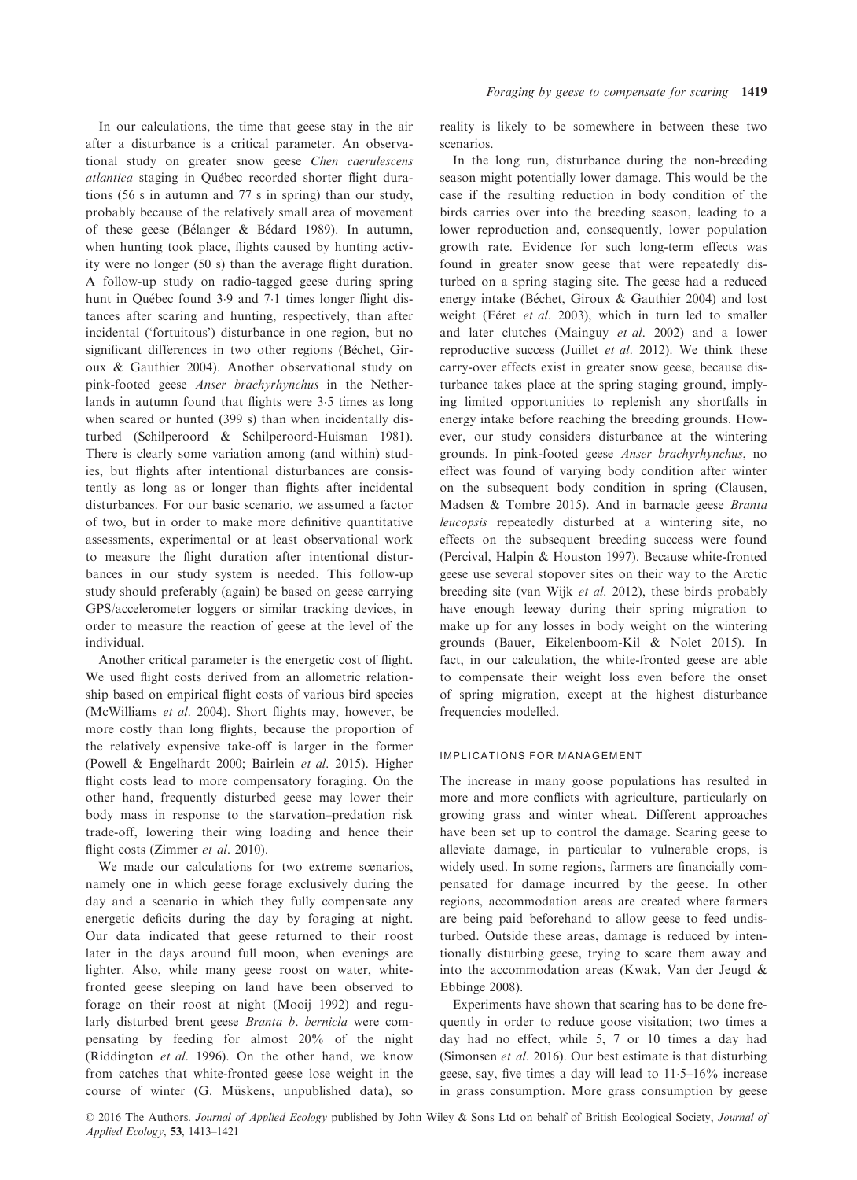In our calculations, the time that geese stay in the air after a disturbance is a critical parameter. An observational study on greater snow geese *Chen caerulescens atlantica* staging in Québec recorded shorter flight durations (56 s in autumn and 77 s in spring) than our study, probably because of the relatively small area of movement of these geese (Bélanger & Bédard 1989). In autumn, when hunting took place, flights caused by hunting activity were no longer (50 s) than the average flight duration. A follow-up study on radio-tagged geese during spring hunt in Québec found 3·9 and 7·1 times longer flight distances after scaring and hunting, respectively, than after incidental ('fortuitous') disturbance in one region, but no significant differences in two other regions (Béchet, Giroux & Gauthier 2004). Another observational study on pink-footed geese *Anser brachyrhynchus* in the Netherlands in autumn found that flights were 3·5 times as long when scared or hunted (399 s) than when incidentally disturbed (Schilperoord & Schilperoord-Huisman 1981). There is clearly some variation among (and within) studies, but flights after intentional disturbances are consistently as long as or longer than flights after incidental disturbances. For our basic scenario, we assumed a factor of two, but in order to make more definitive quantitative assessments, experimental or at least observational work to measure the flight duration after intentional disturbances in our study system is needed. This follow-up study should preferably (again) be based on geese carrying GPS/accelerometer loggers or similar tracking devices, in order to measure the reaction of geese at the level of the individual.

Another critical parameter is the energetic cost of flight. We used flight costs derived from an allometric relationship based on empirical flight costs of various bird species (McWilliams *et al*. 2004). Short flights may, however, be more costly than long flights, because the proportion of the relatively expensive take-off is larger in the former (Powell & Engelhardt 2000; Bairlein *et al*. 2015). Higher flight costs lead to more compensatory foraging. On the other hand, frequently disturbed geese may lower their body mass in response to the starvation–predation risk trade-off, lowering their wing loading and hence their flight costs (Zimmer *et al*. 2010).

We made our calculations for two extreme scenarios, namely one in which geese forage exclusively during the day and a scenario in which they fully compensate any energetic deficits during the day by foraging at night. Our data indicated that geese returned to their roost later in the days around full moon, when evenings are lighter. Also, while many geese roost on water, white-fronted geese sleeping on land have been observed to forage on their roost at night (Mooij 1992) and regularly disturbed brent geese *Branta b. bernicla* were compensating by feeding for almost 20% of the night (Riddington *et al*. 1996). On the other hand, we know from catches that white-fronted geese lose weight in the course of winter (G. Müskens, unpublished data), so reality is likely to be somewhere in between these two scenarios.

In the long run, disturbance during the non-breeding season might potentially lower damage. This would be the case if the resulting reduction in body condition of the birds carries over into the breeding season, leading to a lower reproduction and, consequently, lower population growth rate. Evidence for such long-term effects was found in greater snow geese that were repeatedly disturbed on a spring staging site. The geese had a reduced energy intake (Béchet, Giroux & Gauthier 2004) and lost weight (Féret *et al*. 2003), which in turn led to smaller and later clutches (Mainguy *et al*. 2002) and a lower reproductive success (Juillet *et al*. 2012). We think these carry-over effects exist in greater snow geese, because disturbance takes place at the spring staging ground, implying limited opportunities to replenish any shortfalls in energy intake before reaching the breeding grounds. However, our study considers disturbance at the wintering grounds. In pink-footed geese *Anser brachyrhynchus*, no effect was found of varying body condition after winter on the subsequent body condition in spring (Clausen, Madsen & Tombre 2015). And in barnacle geese *Branta leucopsis* repeatedly disturbed at a wintering site, no effects on the subsequent breeding success were found (Percival, Halpin & Houston 1997). Because white-fronted geese use several stopover sites on their way to the Arctic breeding site (van Wijk *et al*. 2012), these birds probably have enough leeway during their spring migration to make up for any losses in body weight on the wintering grounds (Bauer, Eikelenboom-Kil & Nolet 2015). In fact, in our calculation, the white-fronted geese are able to compensate their weight loss even before the onset of spring migration, except at the highest disturbance frequencies modelled.

### IMPLICATIONS FOR MANAGEMENT

The increase in many goose populations has resulted in more and more conflicts with agriculture, particularly on growing grass and winter wheat. Different approaches have been set up to control the damage. Scaring geese to alleviate damage, in particular to vulnerable crops, is widely used. In some regions, farmers are financially compensated for damage incurred by the geese. In other regions, accommodation areas are created where farmers are being paid beforehand to allow geese to feed undisturbed. Outside these areas, damage is reduced by intentionally disturbing geese, trying to scare them away and into the accommodation areas (Kwak, Van der Jeugd & Ebbinge 2008).

Experiments have shown that scaring has to be done frequently in order to reduce goose visitation; two times a day had no effect, while 5, 7 or 10 times a day had (Simonsen *et al*. 2016). Our best estimate is that disturbing geese, say, five times a day will lead to 11·5–16% increase in grass consumption. More grass consumption by geese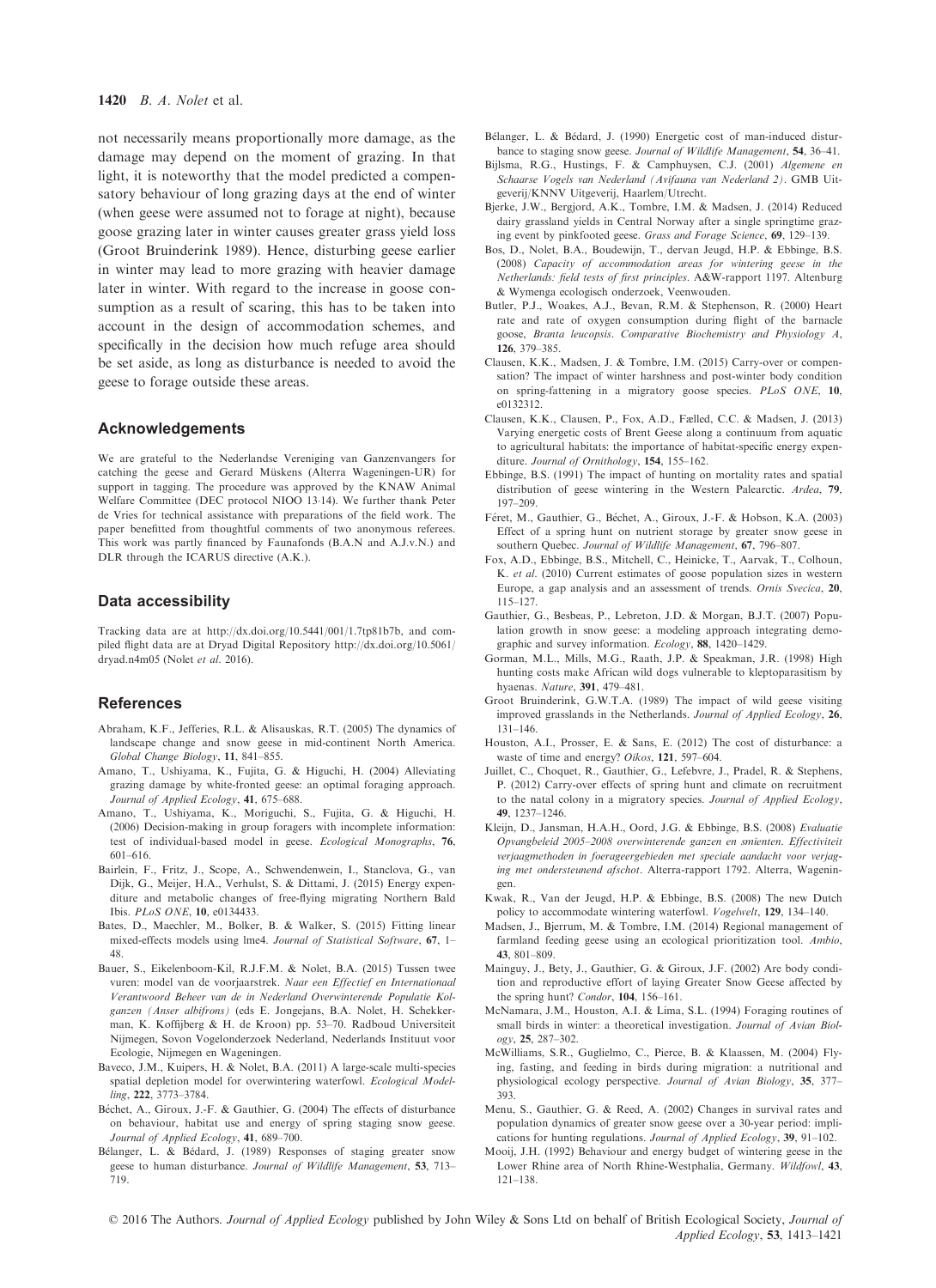not necessarily means proportionally more damage, as the damage may depend on the moment of grazing. In that light, it is noteworthy that the model predicted a compensatory behaviour of long grazing days at the end of winter (when geese were assumed not to forage at night), because goose grazing later in winter causes greater grass yield loss (Groot Bruinderink 1989). Hence, disturbing geese earlier in winter may lead to more grazing with heavier damage later in winter. With regard to the increase in goose consumption as a result of scaring, this has to be taken into account in the design of accommodation schemes, and specifically in the decision how much refuge area should be set aside, as long as disturbance is needed to avoid the geese to forage outside these areas.

## Acknowledgements

We are grateful to the Nederlandse Vereniging van Ganzenvangers for catching the geese and Gerard Müskens (Alterra Wageningen-UR) for support in tagging. The procedure was approved by the KNAW Animal Welfare Committee (DEC protocol NIOO 13.14). We further thank Peter de Vries for technical assistance with preparations of the field work. The paper benefitted from thoughtful comments of two anonymous referees. This work was partly financed by Faunafonds (B.A.N and A.J.v.N.) and DLR through the ICARUS directive (A.K.).

## Data accessibility

Tracking data are at http://dx.doi.org/10.5441/001/1.7tp81b7b, and compiled flight data are at Dryad Digital Repository http://dx.doi.org/10.5061/dryad.n4m05 (Nolet *et al.* 2016).

## References

Abraham, K.F., Jefferies, R.L. & Alisauskas, R.T. (2005) The dynamics of landscape change and snow geese in mid-continent North America. *Global Change Biology*, **11**, 841–855.

Amano, T., Ushiyama, K., Fujita, G. & Higuchi, H. (2004) Alleviating grazing damage by white-fronted geese: an optimal foraging approach. *Journal of Applied Ecology*, **41**, 675–688.

Amano, T., Ushiyama, K., Moriguchi, S., Fujita, G. & Higuchi, H. (2006) Decision-making in group foragers with incomplete information: test of individual-based model in geese. *Ecological Monographs*, **76**, 601–616.

Bairlein, F., Fritz, J., Scope, A., Schwendenwein, I., Stanclova, G., van Dijk, G., Meijer, H.A., Verhulst, S. & Dittami, J. (2015) Energy expenditure and metabolic changes of free-flying migrating Northern Bald Ibis. *PLoS ONE*, **10**, e0134433.

Bates, D., Maechler, M., Bolker, B. & Walker, S. (2015) Fitting linear mixed-effects models using lme4. *Journal of Statistical Software*, **67**, 1–48.

Bauer, S., Eikelenboom-Kil, R.J.F.M. & Nolet, B.A. (2015) Tussen twee vuren: model van de voorjaarstrek. *Naar een Effectief en Internationaal Verantwoord Beheer van de in Nederland Overwinterende Populatie Kolganzen (Anser albifrons)* (eds E. Jongejans, B.A. Nolet, H. Schekkerman, K. Koffijberg & H. de Kroon) pp. 53–70. Radboud Universiteit Nijmegen, Sovon Vogelonderzoek Nederland, Nederlands Instituut voor Ecologie, Nijmegen en Wageningen.

Baveco, J.M., Kuipers, H. & Nolet, B.A. (2011) A large-scale multi-species spatial depletion model for overwintering waterfowl. *Ecological Modelling*, **222**, 3773–3784.

Béchet, A., Giroux, J.-F. & Gauthier, G. (2004) The effects of disturbance on behaviour, habitat use and energy of spring staging snow geese. *Journal of Applied Ecology*, **41**, 689–700.

Bélanger, L. & Bédard, J. (1989) Responses of staging greater snow geese to human disturbance. *Journal of Wildlife Management*, **53**, 713–719.

Bélanger, L. & Bédard, J. (1990) Energetic cost of man-induced disturbance to staging snow geese. *Journal of Wildlife Management*, **54**, 36–41.

Bijlsma, R.G., Hustings, F. & Camphuysen, C.J. (2001) *Algemene en Schaarse Vogels van Nederland (Avifauna van Nederland 2)*. GMB Uitgeverij/KNNV Uitgeverij, Haarlem/Utrecht.

Bjerke, J.W., Bergjord, A.K., Tombre, I.M. & Madsen, J. (2014) Reduced dairy grassland yields in Central Norway after a single springtime grazing event by pinkfooted geese. *Grass and Forage Science*, **69**, 129–139.

Bos, D., Nolet, B.A., Boudewijn, T., dervan Jeugd, H.P. & Ebbinge, B.S. (2008) *Capacity of accommodation areas for wintering geese in the Netherlands: field tests of first principles*. A&W-rapport 1197. Altenburg & Wymenga ecologisch onderzoek, Veenwouden.

Butler, P.J., Woakes, A.J., Bevan, R.M. & Stephenson, R. (2000) Heart rate and rate of oxygen consumption during flight of the barnacle goose, *Branta leucopsis*. *Comparative Biochemistry and Physiology A*, **126**, 379–385.

Clausen, K.K., Madsen, J. & Tombre, I.M. (2015) Carry-over or compensation? The impact of winter harshness and post-winter body condition on spring-fattening in a migratory goose species. *PLoS ONE*, **10**, e0132312.

Clausen, K.K., Clausen, P., Fox, A.D., Fælled, C.C. & Madsen, J. (2013) Varying energetic costs of Brent Geese along a continuum from aquatic to agricultural habitats: the importance of habitat-specific energy expenditure. *Journal of Ornithology*, **154**, 155–162.

Ebbinge, B.S. (1991) The impact of hunting on mortality rates and spatial distribution of geese wintering in the Western Palearctic. *Ardea*, **79**, 197–209.

Féret, M., Gauthier, G., Béchet, A., Giroux, J.-F. & Hobson, K.A. (2003) Effect of a spring hunt on nutrient storage by greater snow geese in southern Quebec. *Journal of Wildlife Management*, **67**, 796–807.

Fox, A.D., Ebbinge, B.S., Mitchell, C., Heinicke, T., Aarvak, T., Colhoun, K. *et al.* (2010) Current estimates of goose population sizes in western Europe, a gap analysis and an assessment of trends. *Ornis Svecica*, **20**, 115–127.

Gauthier, G., Besbeas, P., Lebreton, J.D. & Morgan, B.J.T. (2007) Population growth in snow geese: a modeling approach integrating demographic and survey information. *Ecology*, **88**, 1420–1429.

Gorman, M.L., Mills, M.G., Raath, J.P. & Speakman, J.R. (1998) High hunting costs make African wild dogs vulnerable to kleptoparasitism by hyaenas. *Nature*, **391**, 479–481.

Groot Bruinderink, G.W.T.A. (1989) The impact of wild geese visiting improved grasslands in the Netherlands. *Journal of Applied Ecology*, **26**, 131–146.

Houston, A.I., Prosser, E. & Sans, E. (2012) The cost of disturbance: a waste of time and energy? *Oikos*, **121**, 597–604.

Juillet, C., Choquet, R., Gauthier, G., Lefebvre, J., Pradel, R. & Stephens, P. (2012) Carry-over effects of spring hunt and climate on recruitment to the natal colony in a migratory species. *Journal of Applied Ecology*, **49**, 1237–1246.

Kleijn, D., Jansman, H.A.H., Oord, J.G. & Ebbinge, B.S. (2008) *Evaluatie Opvangbeleid 2005–2008 overwinterende ganzen en smienten. Effectiviteit verjaagmethoden in foerageergebieden met speciale aandacht voor verjaging met ondersteunend afschot*. Alterra-rapport 1792. Alterra, Wageningen.

Kwak, R., Van der Jeugd, H.P. & Ebbinge, B.S. (2008) The new Dutch policy to accommodate wintering waterfowl. *Vogelwelt*, **129**, 134–140.

Madsen, J., Bjerrum, M. & Tombre, I.M. (2014) Regional management of farmland feeding geese using an ecological prioritization tool. *Ambio*, **43**, 801–809.

Mainguy, J., Bety, J., Gauthier, G. & Giroux, J.F. (2002) Are body condition and reproductive effort of laying Greater Snow Geese affected by the spring hunt? *Condor*, **104**, 156–161.

McNamara, J.M., Houston, A.I. & Lima, S.L. (1994) Foraging routines of small birds in winter: a theoretical investigation. *Journal of Avian Biology*, **25**, 287–302.

McWilliams, S.R., Guglielmo, C., Pierce, B. & Klaassen, M. (2004) Flying, fasting, and feeding in birds during migration: a nutritional and physiological ecology perspective. *Journal of Avian Biology*, **35**, 377–393.

Menu, S., Gauthier, G. & Reed, A. (2002) Changes in survival rates and population dynamics of greater snow geese over a 30-year period: implications for hunting regulations. *Journal of Applied Ecology*, **39**, 91–102.

Mooij, J.H. (1992) Behaviour and energy budget of wintering geese in the Lower Rhine area of North Rhine-Westphalia, Germany. *Wildfowl*, **43**, 121–138.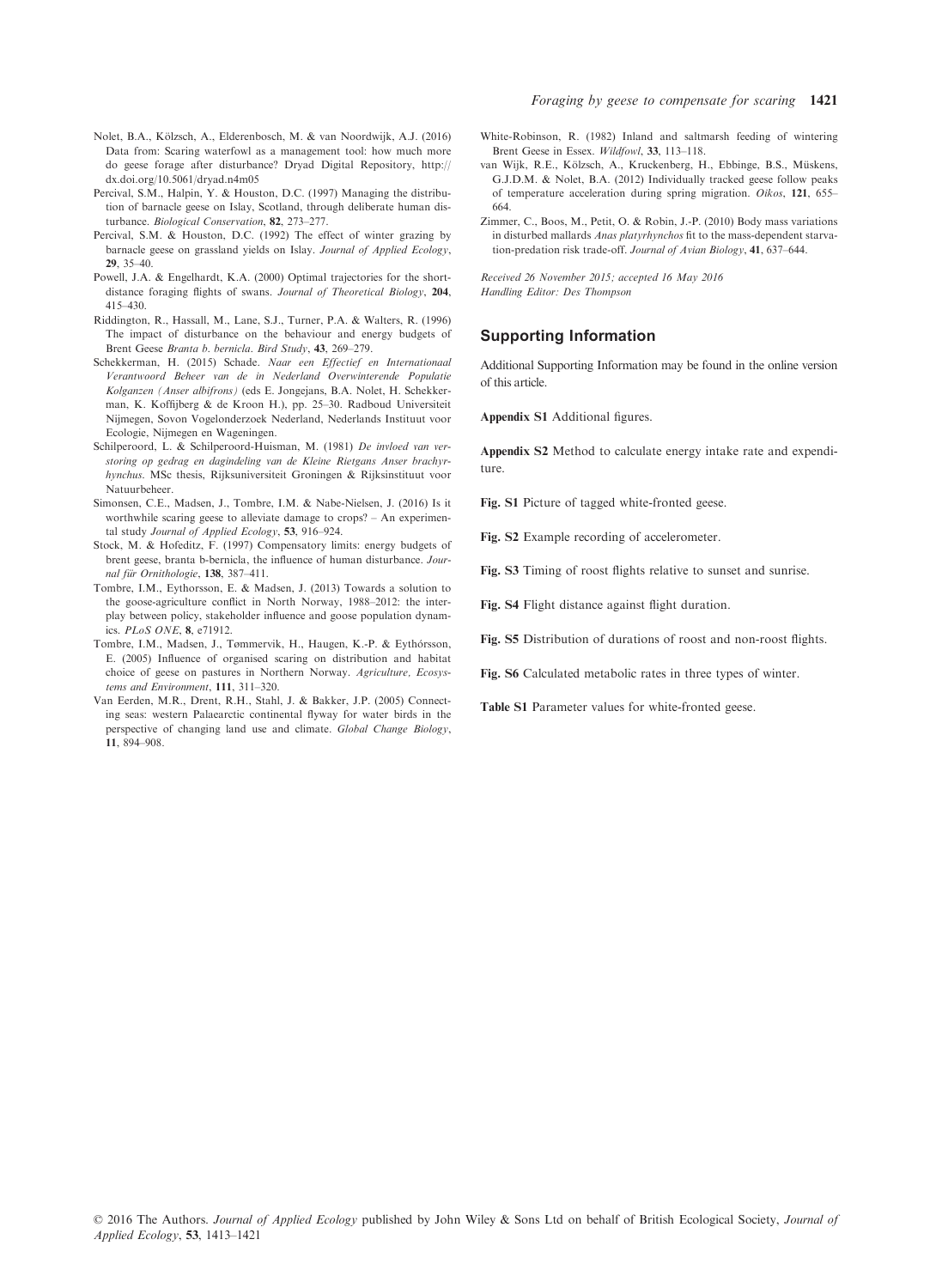Nolet, B.A., Kölzsch, A., Elderenbosch, M. & van Noordwijk, A.J. (2016) Data from: Scaring waterfowl as a management tool: how much more do geese forage after disturbance? Dryad Digital Repository, http://dx.doi.org/10.5061/dryad.n4m05

Percival, S.M., Halpin, Y. & Houston, D.C. (1997) Managing the distribution of barnacle geese on Islay, Scotland, through deliberate human disturbance. *Biological Conservation*, **82**, 273–277.

Percival, S.M. & Houston, D.C. (1992) The effect of winter grazing by barnacle geese on grassland yields on Islay. *Journal of Applied Ecology*, **29**, 35–40.

Powell, J.A. & Engelhardt, K.A. (2000) Optimal trajectories for the short-distance foraging flights of swans. *Journal of Theoretical Biology*, **204**, 415–430.

Riddington, R., Hassall, M., Lane, S.J., Turner, P.A. & Walters, R. (1996) The impact of disturbance on the behaviour and energy budgets of Brent Geese *Branta b. bernicla*. *Bird Study*, **43**, 269–279.

Schekkerman, H. (2015) Schade. *Naar een Effectief en Internationaal Verantwoord Beheer van de in Nederland Overwinterende Populatie Kolganzen (Anser albifrons)* (eds E. Jongejans, B.A. Nolet, H. Schekkerman, K. Koffijberg & de Kroon H.), pp. 25–30. Radboud Universiteit Nijmegen, Sovon Vogelonderzoek Nederland, Nederlands Instituut voor Ecologie, Nijmegen en Wageningen.

Schilperoord, L. & Schilperoord-Huisman, M. (1981) *De invloed van verstoring op gedrag en dagindeling van de Kleine Rietgans Anser brachyrhynchus*. MSc thesis, Rijksuniversiteit Groningen & Rijksinstituut voor Natuurbeheer.

Simonsen, C.E., Madsen, J., Tombre, I.M. & Nabe-Nielsen, J. (2016) Is it worthwhile scaring geese to alleviate damage to crops? – An experimental study *Journal of Applied Ecology*, **53**, 916–924.

Stock, M. & Hofeditz, F. (1997) Compensatory limits: energy budgets of brent geese, branta b-bernicla, the influence of human disturbance. *Journal für Ornithologie*, **138**, 387–411.

Tombre, I.M., Eythorsson, E. & Madsen, J. (2013) Towards a solution to the goose-agriculture conflict in North Norway, 1988–2012: the interplay between policy, stakeholder influence and goose population dynamics. *PLoS ONE*, **8**, e71912.

Tombre, I.M., Madsen, J., Tømmervik, H., Haugen, K.-P. & Eythórsson, E. (2005) Influence of organised scaring on distribution and habitat choice of geese on pastures in Northern Norway. *Agriculture, Ecosystems and Environment*, **111**, 311–320.

Van Eerden, M.R., Drent, R.H., Stahl, J. & Bakker, J.P. (2005) Connecting seas: western Palaearctic continental flyway for water birds in the perspective of changing land use and climate. *Global Change Biology*, **11**, 894–908.

White-Robinson, R. (1982) Inland and saltmarsh feeding of wintering Brent Geese in Essex. *Wildfowl*, **33**, 113–118.

van Wijk, R.E., Kölzsch, A., Kruckenberg, H., Ebbinge, B.S., Müskens, G.J.D.M. & Nolet, B.A. (2012) Individually tracked geese follow peaks of temperature acceleration during spring migration. *Oikos*, **121**, 655–664.

Zimmer, C., Boos, M., Petit, O. & Robin, J.-P. (2010) Body mass variations in disturbed mallards *Anas platyrhynchos* fit to the mass-dependent starvation-predation risk trade-off. *Journal of Avian Biology*, **41**, 637–644.

*Received 26 November 2015; accepted 16 May 2016*
*Handling Editor: Des Thompson*

## Supporting Information

Additional Supporting Information may be found in the online version of this article.

**Appendix S1** Additional figures.

**Appendix S2** Method to calculate energy intake rate and expenditure.

**Fig. S1** Picture of tagged white-fronted geese.

**Fig. S2** Example recording of accelerometer.

**Fig. S3** Timing of roost flights relative to sunset and sunrise.

**Fig. S4** Flight distance against flight duration.

**Fig. S5** Distribution of durations of roost and non-roost flights.

**Fig. S6** Calculated metabolic rates in three types of winter.

**Table S1** Parameter values for white-fronted geese.